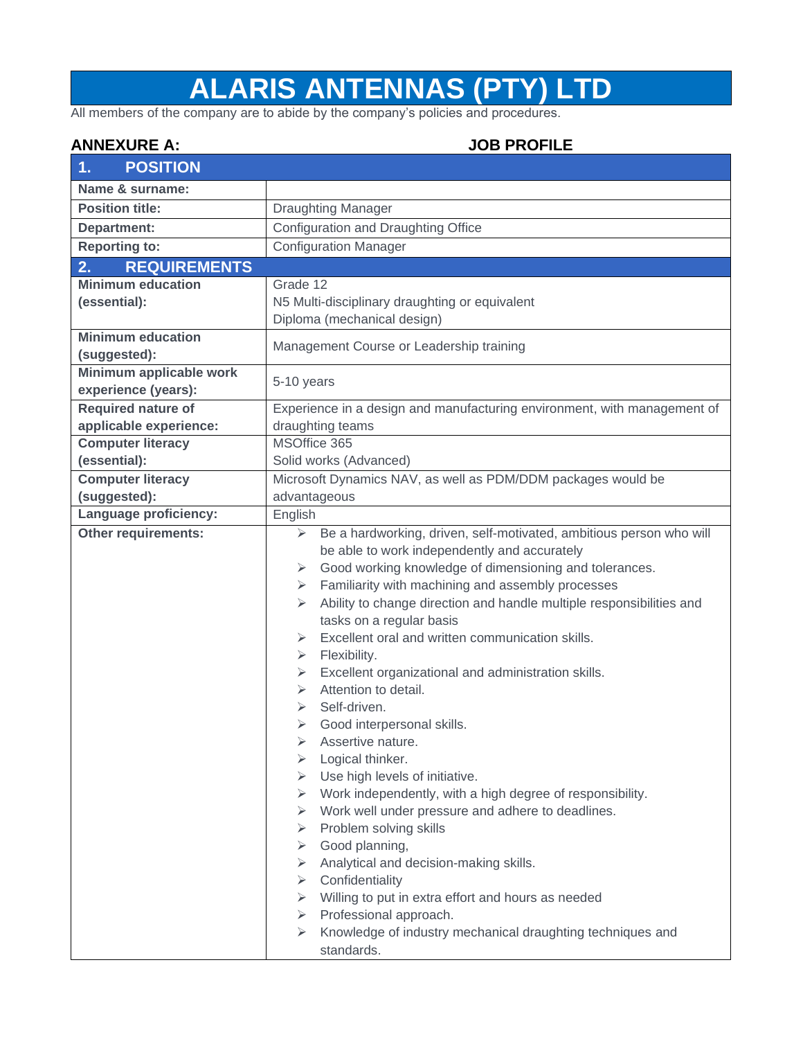# ALARIS ANTENNAS (PTY) LTD

All members of the company are to abide by the company's policies and procedures.

**ANNEXURE A:** **JOB PROFILE**

| **1. POSITION** | |
|---|---|
| **Name & surname:** | |
| **Position title:** | Draughting Manager |
| **Department:** | Configuration and Draughting Office |
| **Reporting to:** | Configuration Manager |
| **2. REQUIREMENTS** | |
| **Minimum education (essential):** | Grade 12<br>N5 Multi-disciplinary draughting or equivalent<br>Diploma (mechanical design) |
| **Minimum education (suggested):** | Management Course or Leadership training |
| **Minimum applicable work experience (years):** | 5-10 years |
| **Required nature of applicable experience:** | Experience in a design and manufacturing environment, with management of draughting teams |
| **Computer literacy (essential):** | MSOffice 365<br>Solid works (Advanced) |
| **Computer literacy (suggested):** | Microsoft Dynamics NAV, as well as PDM/DDM packages would be advantageous |
| **Language proficiency:** | English |
| **Other requirements:** | ➢ Be a hardworking, driven, self-motivated, ambitious person who will be able to work independently and accurately<br>➢ Good working knowledge of dimensioning and tolerances.<br>➢ Familiarity with machining and assembly processes<br>➢ Ability to change direction and handle multiple responsibilities and tasks on a regular basis<br>➢ Excellent oral and written communication skills.<br>➢ Flexibility.<br>➢ Excellent organizational and administration skills.<br>➢ Attention to detail.<br>➢ Self-driven.<br>➢ Good interpersonal skills.<br>➢ Assertive nature.<br>➢ Logical thinker.<br>➢ Use high levels of initiative.<br>➢ Work independently, with a high degree of responsibility.<br>➢ Work well under pressure and adhere to deadlines.<br>➢ Problem solving skills<br>➢ Good planning,<br>➢ Analytical and decision-making skills.<br>➢ Confidentiality<br>➢ Willing to put in extra effort and hours as needed<br>➢ Professional approach.<br>➢ Knowledge of industry mechanical draughting techniques and standards. |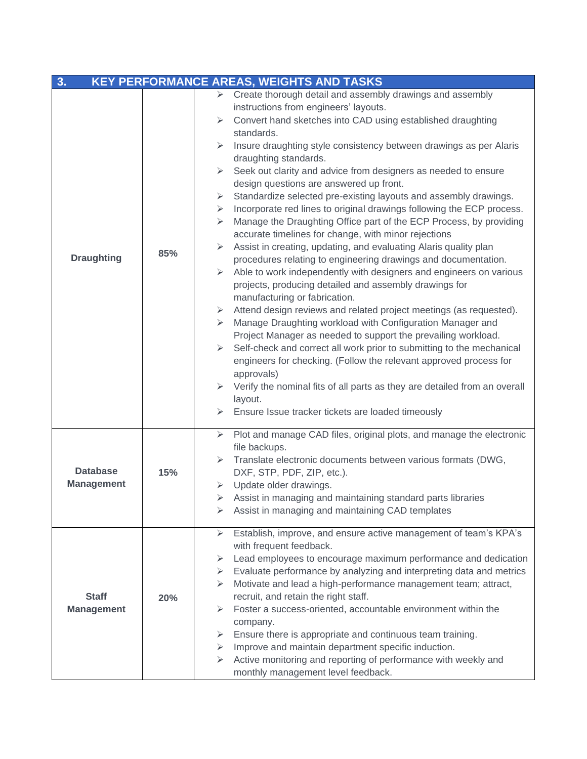| 3. KEY PERFORMANCE AREAS, WEIGHTS AND TASKS | | |
|---|---|---|
| **Draughting** | **85%** | ➢ Create thorough detail and assembly drawings and assembly instructions from engineers' layouts.<br>➢ Convert hand sketches into CAD using established draughting standards.<br>➢ Insure draughting style consistency between drawings as per Alaris draughting standards.<br>➢ Seek out clarity and advice from designers as needed to ensure design questions are answered up front.<br>➢ Standardize selected pre-existing layouts and assembly drawings.<br>➢ Incorporate red lines to original drawings following the ECP process.<br>➢ Manage the Draughting Office part of the ECP Process, by providing accurate timelines for change, with minor rejections<br>➢ Assist in creating, updating, and evaluating Alaris quality plan procedures relating to engineering drawings and documentation.<br>➢ Able to work independently with designers and engineers on various projects, producing detailed and assembly drawings for manufacturing or fabrication.<br>➢ Attend design reviews and related project meetings (as requested).<br>➢ Manage Draughting workload with Configuration Manager and Project Manager as needed to support the prevailing workload.<br>➢ Self-check and correct all work prior to submitting to the mechanical engineers for checking. (Follow the relevant approved process for approvals)<br>➢ Verify the nominal fits of all parts as they are detailed from an overall layout.<br>➢ Ensure Issue tracker tickets are loaded timeously |
| **Database Management** | **15%** | ➢ Plot and manage CAD files, original plots, and manage the electronic file backups.<br>➢ Translate electronic documents between various formats (DWG, DXF, STP, PDF, ZIP, etc.).<br>➢ Update older drawings.<br>➢ Assist in managing and maintaining standard parts libraries<br>➢ Assist in managing and maintaining CAD templates |
| **Staff Management** | **20%** | ➢ Establish, improve, and ensure active management of team's KPA's with frequent feedback.<br>➢ Lead employees to encourage maximum performance and dedication<br>➢ Evaluate performance by analyzing and interpreting data and metrics<br>➢ Motivate and lead a high-performance management team; attract, recruit, and retain the right staff.<br>➢ Foster a success-oriented, accountable environment within the company.<br>➢ Ensure there is appropriate and continuous team training.<br>➢ Improve and maintain department specific induction.<br>➢ Active monitoring and reporting of performance with weekly and monthly management level feedback. |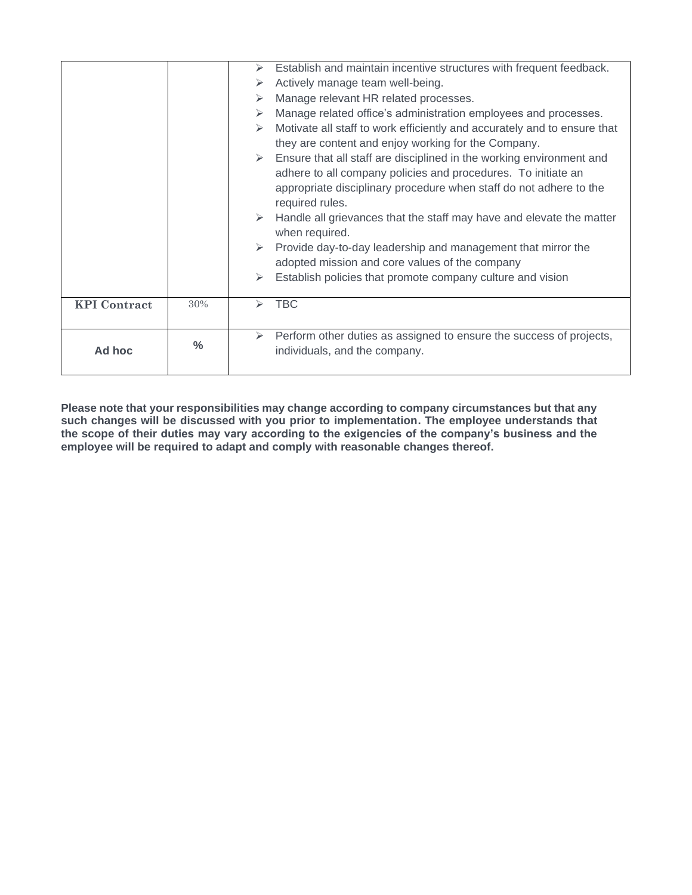| | | |
|---|---|---|
| | | ➢ Establish and maintain incentive structures with frequent feedback.<br>➢ Actively manage team well-being.<br>➢ Manage relevant HR related processes.<br>➢ Manage related office's administration employees and processes.<br>➢ Motivate all staff to work efficiently and accurately and to ensure that they are content and enjoy working for the Company.<br>➢ Ensure that all staff are disciplined in the working environment and adhere to all company policies and procedures. To initiate an appropriate disciplinary procedure when staff do not adhere to the required rules.<br>➢ Handle all grievances that the staff may have and elevate the matter when required.<br>➢ Provide day-to-day leadership and management that mirror the adopted mission and core values of the company<br>➢ Establish policies that promote company culture and vision |
| **KPI Contract** | 30% | ➢ TBC |
| **Ad hoc** | **%** | ➢ Perform other duties as assigned to ensure the success of projects, individuals, and the company. |

**Please note that your responsibilities may change according to company circumstances but that any such changes will be discussed with you prior to implementation. The employee understands that the scope of their duties may vary according to the exigencies of the company's business and the employee will be required to adapt and comply with reasonable changes thereof.**